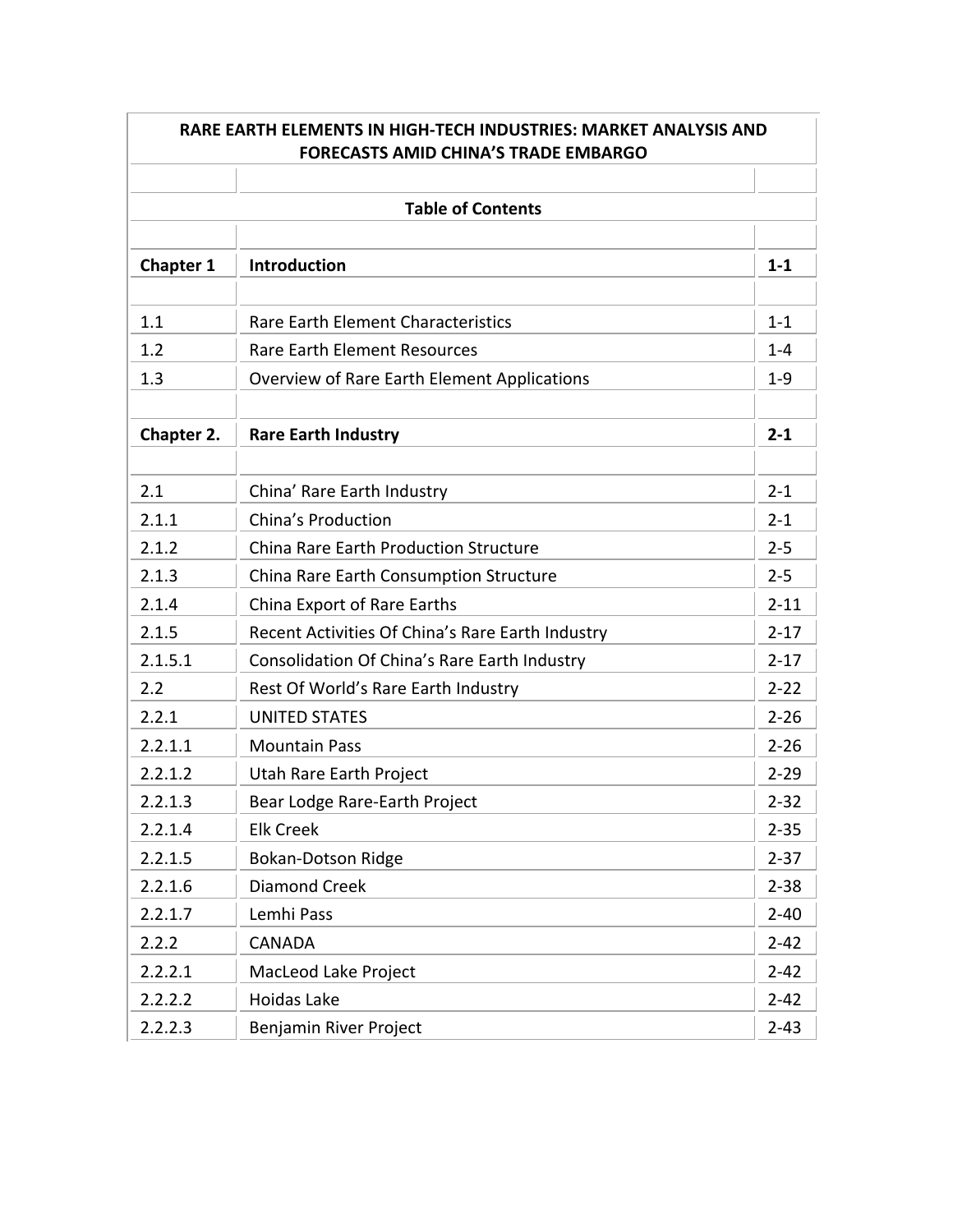# RARE EARTH ELEMENTS IN HIGH-TECH INDUSTRIES: MARKET ANALYSIS AND FORECASTS AMID CHINA'S TRADE EMBARGO

## Table of Contents

| | | |
|---|---|---|
| **Chapter 1** | **Introduction** | **1-1** |
| | | |
| 1.1 | Rare Earth Element Characteristics | 1-1 |
| 1.2 | Rare Earth Element Resources | 1-4 |
| 1.3 | Overview of Rare Earth Element Applications | 1-9 |
| | | |
| **Chapter 2.** | **Rare Earth Industry** | **2-1** |
| | | |
| 2.1 | China' Rare Earth Industry | 2-1 |
| 2.1.1 | China's Production | 2-1 |
| 2.1.2 | China Rare Earth Production Structure | 2-5 |
| 2.1.3 | China Rare Earth Consumption Structure | 2-5 |
| 2.1.4 | China Export of Rare Earths | 2-11 |
| 2.1.5 | Recent Activities Of China's Rare Earth Industry | 2-17 |
| 2.1.5.1 | Consolidation Of China's Rare Earth Industry | 2-17 |
| 2.2 | Rest Of World's Rare Earth Industry | 2-22 |
| 2.2.1 | UNITED STATES | 2-26 |
| 2.2.1.1 | Mountain Pass | 2-26 |
| 2.2.1.2 | Utah Rare Earth Project | 2-29 |
| 2.2.1.3 | Bear Lodge Rare-Earth Project | 2-32 |
| 2.2.1.4 | Elk Creek | 2-35 |
| 2.2.1.5 | Bokan-Dotson Ridge | 2-37 |
| 2.2.1.6 | Diamond Creek | 2-38 |
| 2.2.1.7 | Lemhi Pass | 2-40 |
| 2.2.2 | CANADA | 2-42 |
| 2.2.2.1 | MacLeod Lake Project | 2-42 |
| 2.2.2.2 | Hoidas Lake | 2-42 |
| 2.2.2.3 | Benjamin River Project | 2-43 |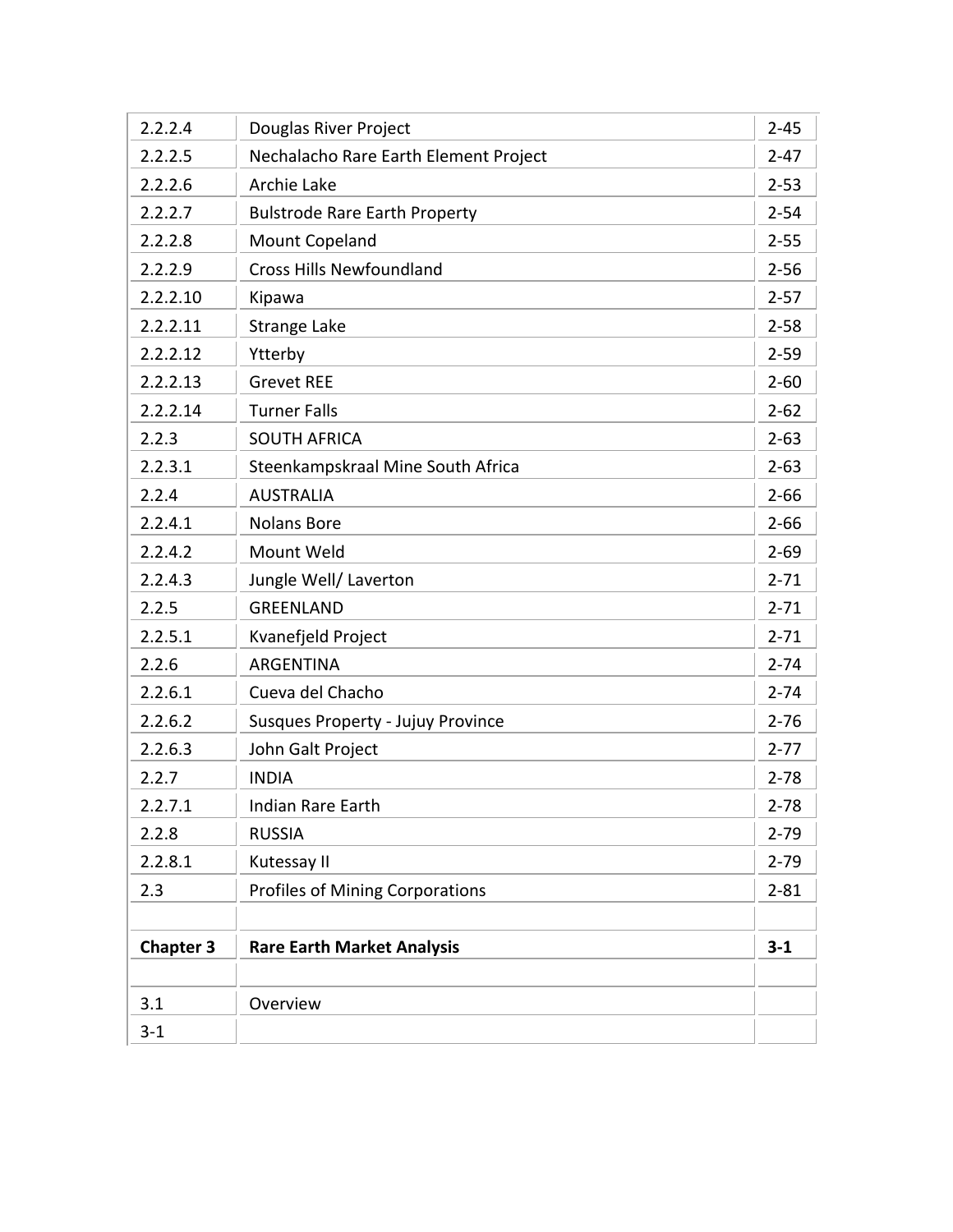| | | |
|---|---|---|
| 2.2.2.4 | Douglas River Project | 2-45 |
| 2.2.2.5 | Nechalacho Rare Earth Element Project | 2-47 |
| 2.2.2.6 | Archie Lake | 2-53 |
| 2.2.2.7 | Bulstrode Rare Earth Property | 2-54 |
| 2.2.2.8 | Mount Copeland | 2-55 |
| 2.2.2.9 | Cross Hills Newfoundland | 2-56 |
| 2.2.2.10 | Kipawa | 2-57 |
| 2.2.2.11 | Strange Lake | 2-58 |
| 2.2.2.12 | Ytterby | 2-59 |
| 2.2.2.13 | Grevet REE | 2-60 |
| 2.2.2.14 | Turner Falls | 2-62 |
| 2.2.3 | SOUTH AFRICA | 2-63 |
| 2.2.3.1 | Steenkampskraal Mine South Africa | 2-63 |
| 2.2.4 | AUSTRALIA | 2-66 |
| 2.2.4.1 | Nolans Bore | 2-66 |
| 2.2.4.2 | Mount Weld | 2-69 |
| 2.2.4.3 | Jungle Well/ Laverton | 2-71 |
| 2.2.5 | GREENLAND | 2-71 |
| 2.2.5.1 | Kvanefjeld Project | 2-71 |
| 2.2.6 | ARGENTINA | 2-74 |
| 2.2.6.1 | Cueva del Chacho | 2-74 |
| 2.2.6.2 | Susques Property - Jujuy Province | 2-76 |
| 2.2.6.3 | John Galt Project | 2-77 |
| 2.2.7 | INDIA | 2-78 |
| 2.2.7.1 | Indian Rare Earth | 2-78 |
| 2.2.8 | RUSSIA | 2-79 |
| 2.2.8.1 | Kutessay II | 2-79 |
| 2.3 | Profiles of Mining Corporations | 2-81 |
| | | |
| **Chapter 3** | **Rare Earth Market Analysis** | **3-1** |
| | | |
| 3.1 | Overview | |
| 3-1 | | |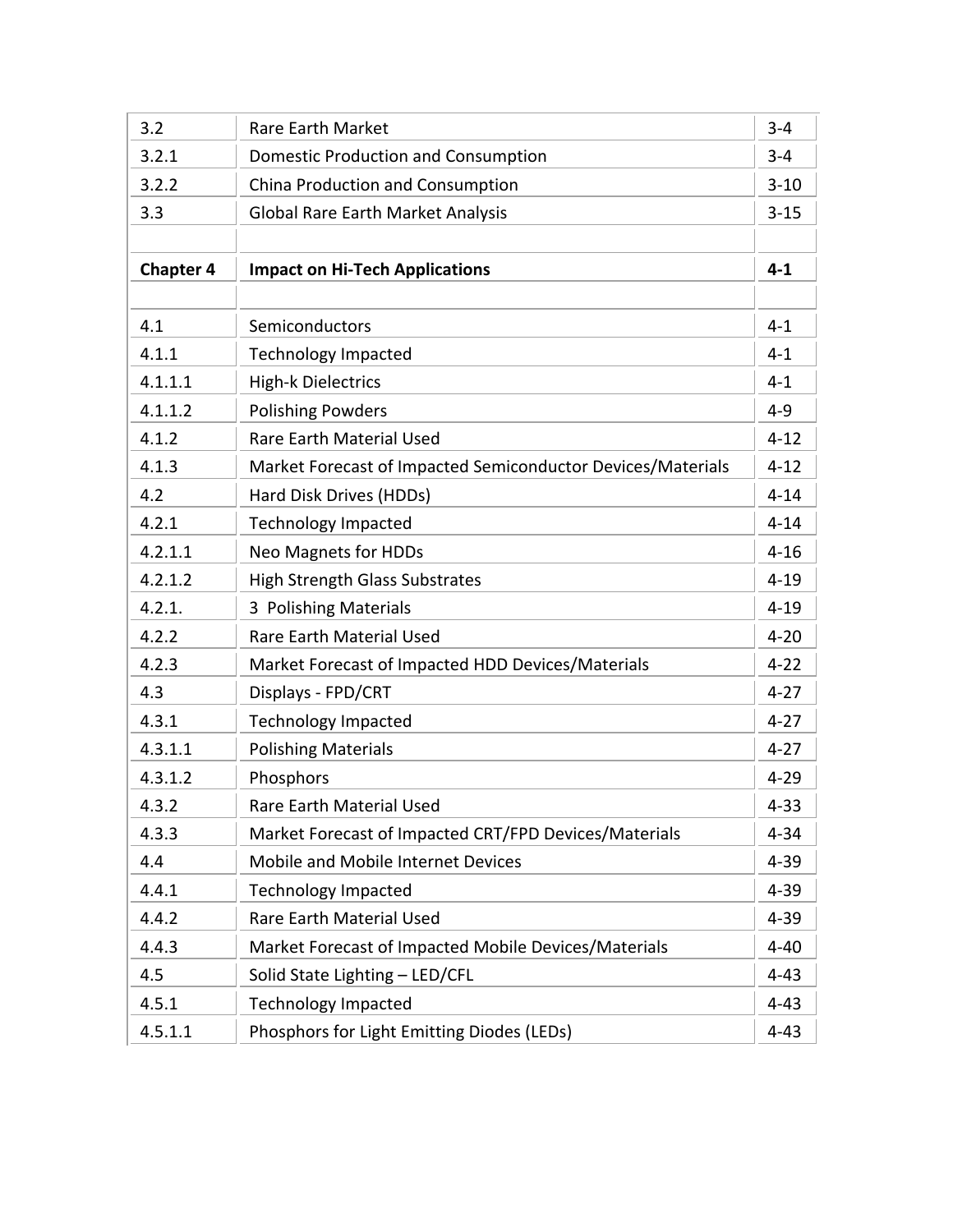| | | |
|---|---|---|
| 3.2 | Rare Earth Market | 3-4 |
| 3.2.1 | Domestic Production and Consumption | 3-4 |
| 3.2.2 | China Production and Consumption | 3-10 |
| 3.3 | Global Rare Earth Market Analysis | 3-15 |
| | | |
| **Chapter 4** | **Impact on Hi-Tech Applications** | **4-1** |
| | | |
| 4.1 | Semiconductors | 4-1 |
| 4.1.1 | Technology Impacted | 4-1 |
| 4.1.1.1 | High-k Dielectrics | 4-1 |
| 4.1.1.2 | Polishing Powders | 4-9 |
| 4.1.2 | Rare Earth Material Used | 4-12 |
| 4.1.3 | Market Forecast of Impacted Semiconductor Devices/Materials | 4-12 |
| 4.2 | Hard Disk Drives (HDDs) | 4-14 |
| 4.2.1 | Technology Impacted | 4-14 |
| 4.2.1.1 | Neo Magnets for HDDs | 4-16 |
| 4.2.1.2 | High Strength Glass Substrates | 4-19 |
| 4.2.1. | 3 Polishing Materials | 4-19 |
| 4.2.2 | Rare Earth Material Used | 4-20 |
| 4.2.3 | Market Forecast of Impacted HDD Devices/Materials | 4-22 |
| 4.3 | Displays - FPD/CRT | 4-27 |
| 4.3.1 | Technology Impacted | 4-27 |
| 4.3.1.1 | Polishing Materials | 4-27 |
| 4.3.1.2 | Phosphors | 4-29 |
| 4.3.2 | Rare Earth Material Used | 4-33 |
| 4.3.3 | Market Forecast of Impacted CRT/FPD Devices/Materials | 4-34 |
| 4.4 | Mobile and Mobile Internet Devices | 4-39 |
| 4.4.1 | Technology Impacted | 4-39 |
| 4.4.2 | Rare Earth Material Used | 4-39 |
| 4.4.3 | Market Forecast of Impacted Mobile Devices/Materials | 4-40 |
| 4.5 | Solid State Lighting – LED/CFL | 4-43 |
| 4.5.1 | Technology Impacted | 4-43 |
| 4.5.1.1 | Phosphors for Light Emitting Diodes (LEDs) | 4-43 |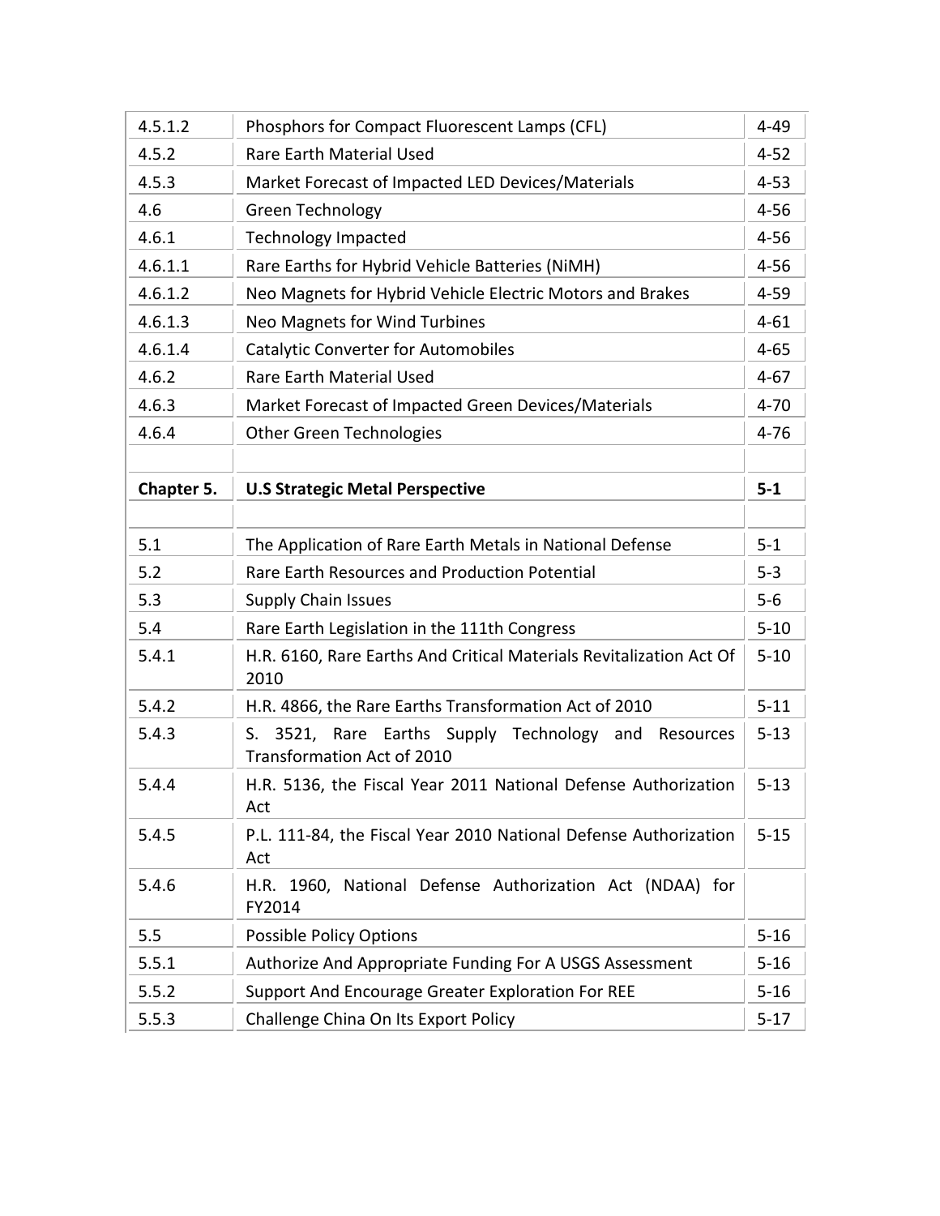| | | |
|---|---|---|
| 4.5.1.2 | Phosphors for Compact Fluorescent Lamps (CFL) | 4-49 |
| 4.5.2 | Rare Earth Material Used | 4-52 |
| 4.5.3 | Market Forecast of Impacted LED Devices/Materials | 4-53 |
| 4.6 | Green Technology | 4-56 |
| 4.6.1 | Technology Impacted | 4-56 |
| 4.6.1.1 | Rare Earths for Hybrid Vehicle Batteries (NiMH) | 4-56 |
| 4.6.1.2 | Neo Magnets for Hybrid Vehicle Electric Motors and Brakes | 4-59 |
| 4.6.1.3 | Neo Magnets for Wind Turbines | 4-61 |
| 4.6.1.4 | Catalytic Converter for Automobiles | 4-65 |
| 4.6.2 | Rare Earth Material Used | 4-67 |
| 4.6.3 | Market Forecast of Impacted Green Devices/Materials | 4-70 |
| 4.6.4 | Other Green Technologies | 4-76 |
| | | |
| **Chapter 5.** | **U.S Strategic Metal Perspective** | **5-1** |
| | | |
| 5.1 | The Application of Rare Earth Metals in National Defense | 5-1 |
| 5.2 | Rare Earth Resources and Production Potential | 5-3 |
| 5.3 | Supply Chain Issues | 5-6 |
| 5.4 | Rare Earth Legislation in the 111th Congress | 5-10 |
| 5.4.1 | H.R. 6160, Rare Earths And Critical Materials Revitalization Act Of 2010 | 5-10 |
| 5.4.2 | H.R. 4866, the Rare Earths Transformation Act of 2010 | 5-11 |
| 5.4.3 | S. 3521, Rare Earths Supply Technology and Resources Transformation Act of 2010 | 5-13 |
| 5.4.4 | H.R. 5136, the Fiscal Year 2011 National Defense Authorization Act | 5-13 |
| 5.4.5 | P.L. 111-84, the Fiscal Year 2010 National Defense Authorization Act | 5-15 |
| 5.4.6 | H.R. 1960, National Defense Authorization Act (NDAA) for FY2014 | |
| 5.5 | Possible Policy Options | 5-16 |
| 5.5.1 | Authorize And Appropriate Funding For A USGS Assessment | 5-16 |
| 5.5.2 | Support And Encourage Greater Exploration For REE | 5-16 |
| 5.5.3 | Challenge China On Its Export Policy | 5-17 |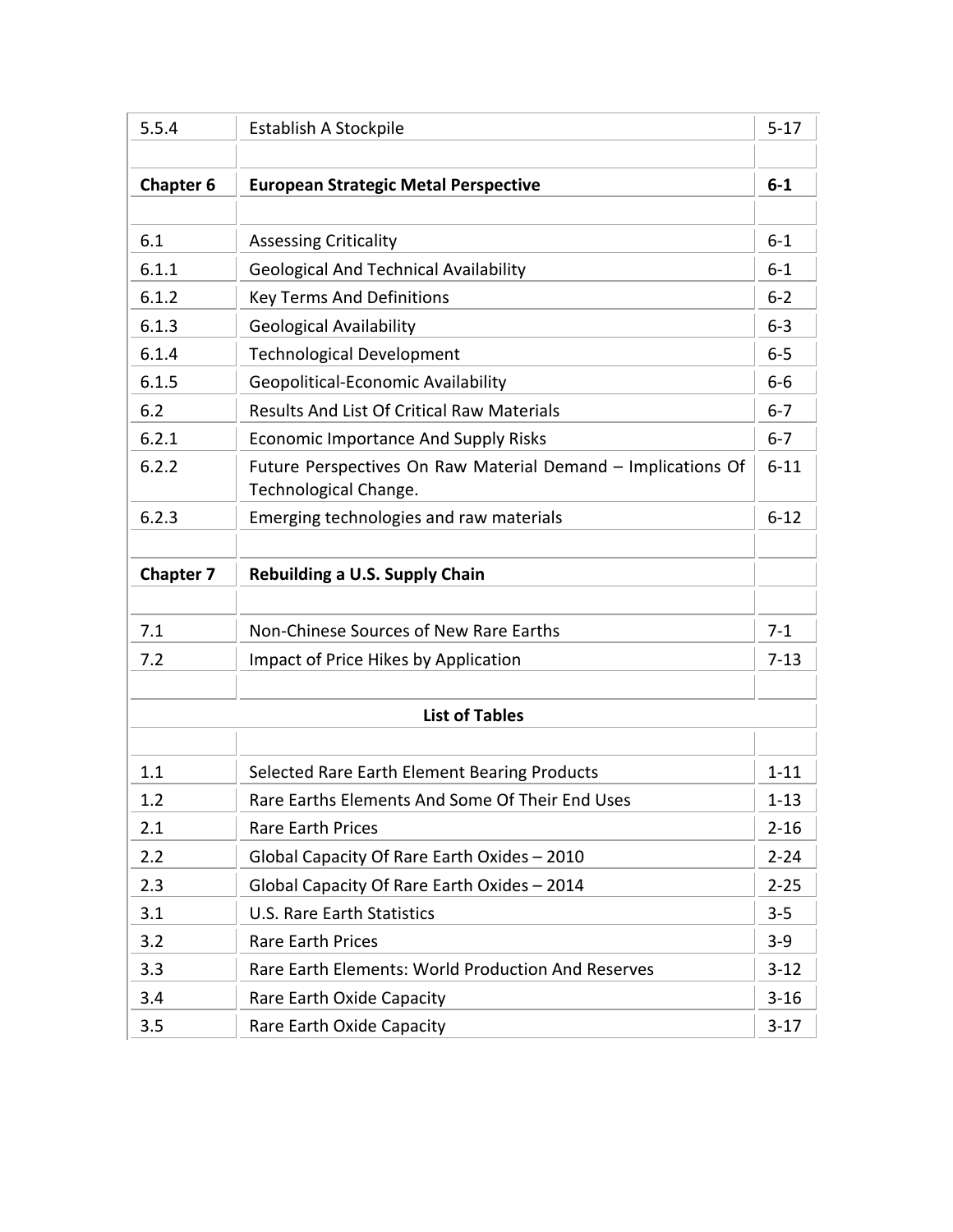| | | |
|---|---|---|
| 5.5.4 | Establish A Stockpile | 5-17 |
| | | |
| **Chapter 6** | **European Strategic Metal Perspective** | **6-1** |
| | | |
| 6.1 | Assessing Criticality | 6-1 |
| 6.1.1 | Geological And Technical Availability | 6-1 |
| 6.1.2 | Key Terms And Definitions | 6-2 |
| 6.1.3 | Geological Availability | 6-3 |
| 6.1.4 | Technological Development | 6-5 |
| 6.1.5 | Geopolitical-Economic Availability | 6-6 |
| 6.2 | Results And List Of Critical Raw Materials | 6-7 |
| 6.2.1 | Economic Importance And Supply Risks | 6-7 |
| 6.2.2 | Future Perspectives On Raw Material Demand – Implications Of Technological Change. | 6-11 |
| 6.2.3 | Emerging technologies and raw materials | 6-12 |
| | | |
| **Chapter 7** | **Rebuilding a U.S. Supply Chain** | |
| | | |
| 7.1 | Non-Chinese Sources of New Rare Earths | 7-1 |
| 7.2 | Impact of Price Hikes by Application | 7-13 |
| | | |
| | **List of Tables** | |
| | | |
| 1.1 | Selected Rare Earth Element Bearing Products | 1-11 |
| 1.2 | Rare Earths Elements And Some Of Their End Uses | 1-13 |
| 2.1 | Rare Earth Prices | 2-16 |
| 2.2 | Global Capacity Of Rare Earth Oxides – 2010 | 2-24 |
| 2.3 | Global Capacity Of Rare Earth Oxides – 2014 | 2-25 |
| 3.1 | U.S. Rare Earth Statistics | 3-5 |
| 3.2 | Rare Earth Prices | 3-9 |
| 3.3 | Rare Earth Elements: World Production And Reserves | 3-12 |
| 3.4 | Rare Earth Oxide Capacity | 3-16 |
| 3.5 | Rare Earth Oxide Capacity | 3-17 |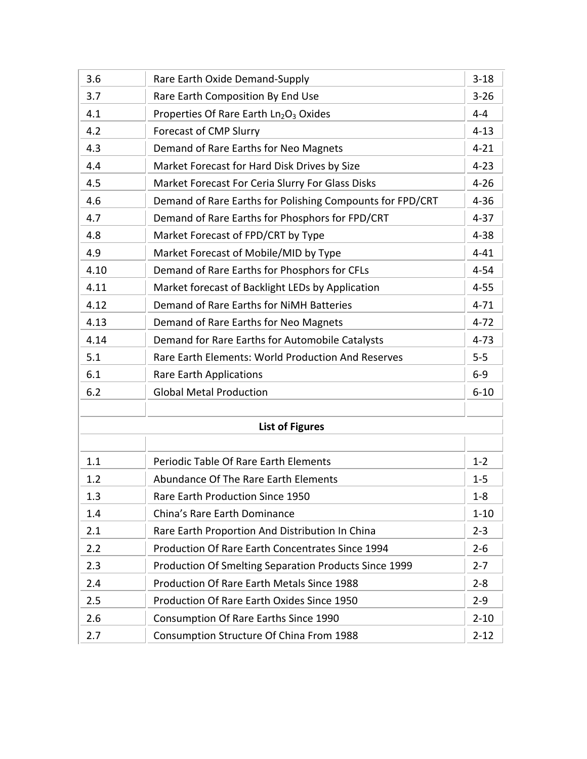| | | |
|---|---|---|
| 3.6 | Rare Earth Oxide Demand-Supply | 3-18 |
| 3.7 | Rare Earth Composition By End Use | 3-26 |
| 4.1 | Properties Of Rare Earth $Ln_2O_3$ Oxides | 4-4 |
| 4.2 | Forecast of CMP Slurry | 4-13 |
| 4.3 | Demand of Rare Earths for Neo Magnets | 4-21 |
| 4.4 | Market Forecast for Hard Disk Drives by Size | 4-23 |
| 4.5 | Market Forecast For Ceria Slurry For Glass Disks | 4-26 |
| 4.6 | Demand of Rare Earths for Polishing Compounds for FPD/CRT | 4-36 |
| 4.7 | Demand of Rare Earths for Phosphors for FPD/CRT | 4-37 |
| 4.8 | Market Forecast of FPD/CRT by Type | 4-38 |
| 4.9 | Market Forecast of Mobile/MID by Type | 4-41 |
| 4.10 | Demand of Rare Earths for Phosphors for CFLs | 4-54 |
| 4.11 | Market forecast of Backlight LEDs by Application | 4-55 |
| 4.12 | Demand of Rare Earths for NiMH Batteries | 4-71 |
| 4.13 | Demand of Rare Earths for Neo Magnets | 4-72 |
| 4.14 | Demand for Rare Earths for Automobile Catalysts | 4-73 |
| 5.1 | Rare Earth Elements: World Production And Reserves | 5-5 |
| 6.1 | Rare Earth Applications | 6-9 |
| 6.2 | Global Metal Production | 6-10 |

**List of Figures**

| | | |
|---|---|---|
| 1.1 | Periodic Table Of Rare Earth Elements | 1-2 |
| 1.2 | Abundance Of The Rare Earth Elements | 1-5 |
| 1.3 | Rare Earth Production Since 1950 | 1-8 |
| 1.4 | China's Rare Earth Dominance | 1-10 |
| 2.1 | Rare Earth Proportion And Distribution In China | 2-3 |
| 2.2 | Production Of Rare Earth Concentrates Since 1994 | 2-6 |
| 2.3 | Production Of Smelting Separation Products Since 1999 | 2-7 |
| 2.4 | Production Of Rare Earth Metals Since 1988 | 2-8 |
| 2.5 | Production Of Rare Earth Oxides Since 1950 | 2-9 |
| 2.6 | Consumption Of Rare Earths Since 1990 | 2-10 |
| 2.7 | Consumption Structure Of China From 1988 | 2-12 |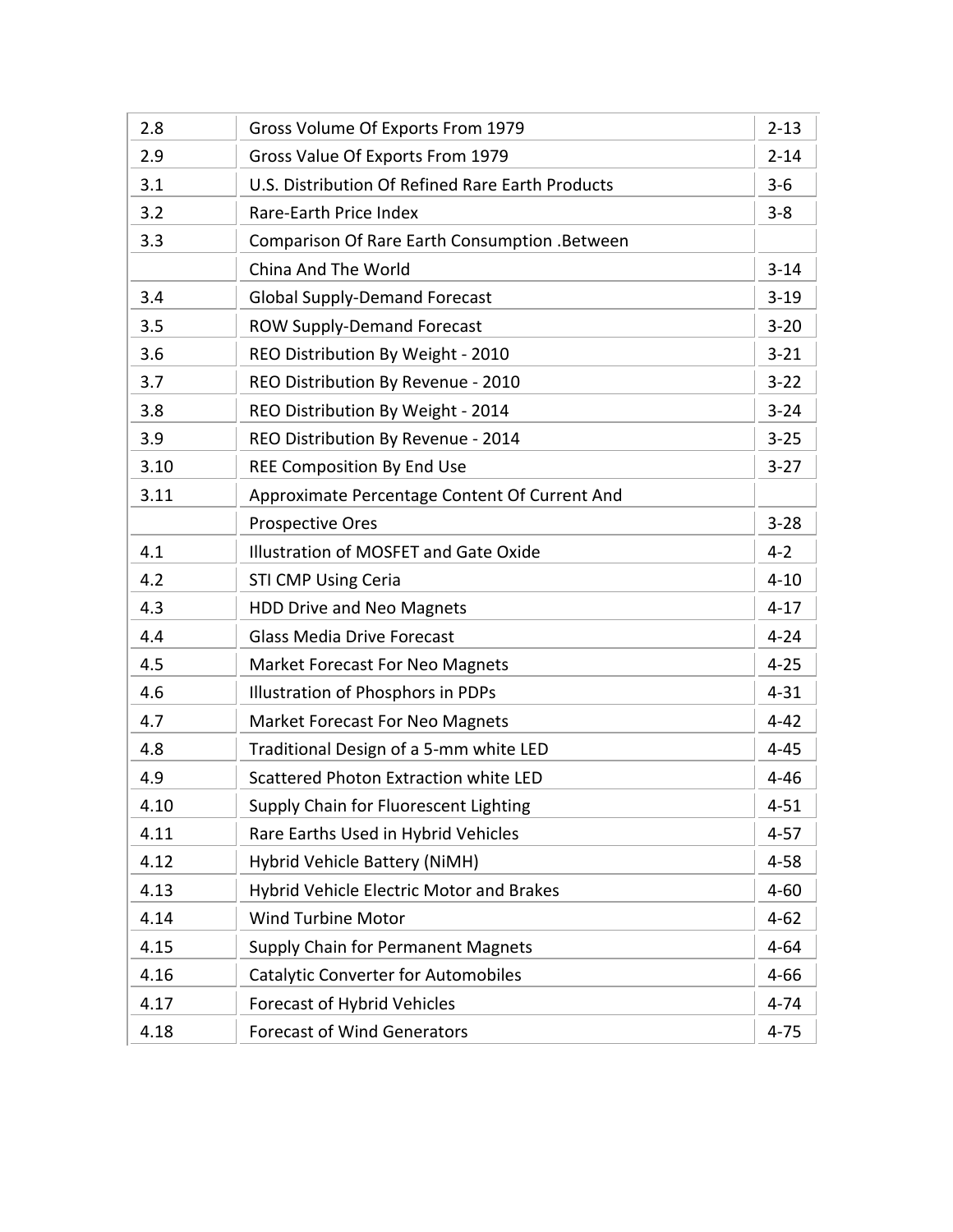| | | |
|---|---|---|
| 2.8 | Gross Volume Of Exports From 1979 | 2-13 |
| 2.9 | Gross Value Of Exports From 1979 | 2-14 |
| 3.1 | U.S. Distribution Of Refined Rare Earth Products | 3-6 |
| 3.2 | Rare-Earth Price Index | 3-8 |
| 3.3 | Comparison Of Rare Earth Consumption .Between | |
| | China And The World | 3-14 |
| 3.4 | Global Supply-Demand Forecast | 3-19 |
| 3.5 | ROW Supply-Demand Forecast | 3-20 |
| 3.6 | REO Distribution By Weight - 2010 | 3-21 |
| 3.7 | REO Distribution By Revenue - 2010 | 3-22 |
| 3.8 | REO Distribution By Weight - 2014 | 3-24 |
| 3.9 | REO Distribution By Revenue - 2014 | 3-25 |
| 3.10 | REE Composition By End Use | 3-27 |
| 3.11 | Approximate Percentage Content Of Current And | |
| | Prospective Ores | 3-28 |
| 4.1 | Illustration of MOSFET and Gate Oxide | 4-2 |
| 4.2 | STI CMP Using Ceria | 4-10 |
| 4.3 | HDD Drive and Neo Magnets | 4-17 |
| 4.4 | Glass Media Drive Forecast | 4-24 |
| 4.5 | Market Forecast For Neo Magnets | 4-25 |
| 4.6 | Illustration of Phosphors in PDPs | 4-31 |
| 4.7 | Market Forecast For Neo Magnets | 4-42 |
| 4.8 | Traditional Design of a 5-mm white LED | 4-45 |
| 4.9 | Scattered Photon Extraction white LED | 4-46 |
| 4.10 | Supply Chain for Fluorescent Lighting | 4-51 |
| 4.11 | Rare Earths Used in Hybrid Vehicles | 4-57 |
| 4.12 | Hybrid Vehicle Battery (NiMH) | 4-58 |
| 4.13 | Hybrid Vehicle Electric Motor and Brakes | 4-60 |
| 4.14 | Wind Turbine Motor | 4-62 |
| 4.15 | Supply Chain for Permanent Magnets | 4-64 |
| 4.16 | Catalytic Converter for Automobiles | 4-66 |
| 4.17 | Forecast of Hybrid Vehicles | 4-74 |
| 4.18 | Forecast of Wind Generators | 4-75 |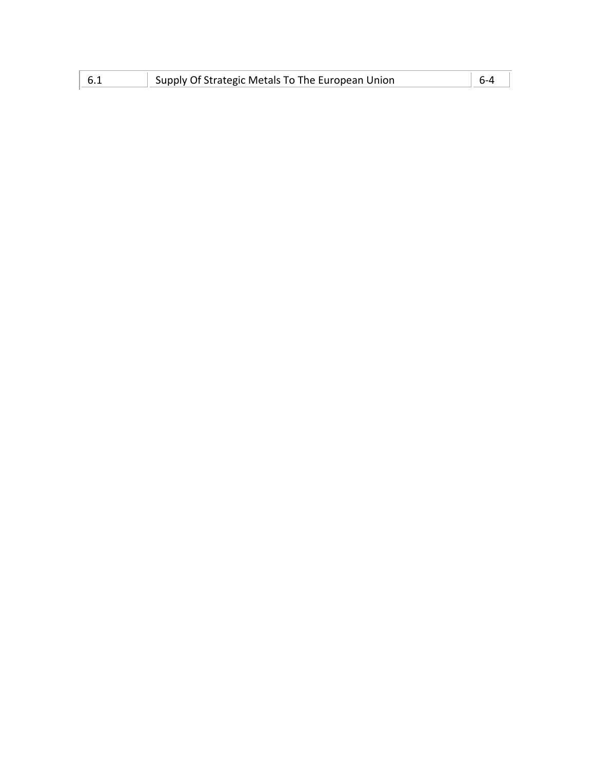| | | |
|---|---|---|
| 6.1 | Supply Of Strategic Metals To The European Union | 6-4 |